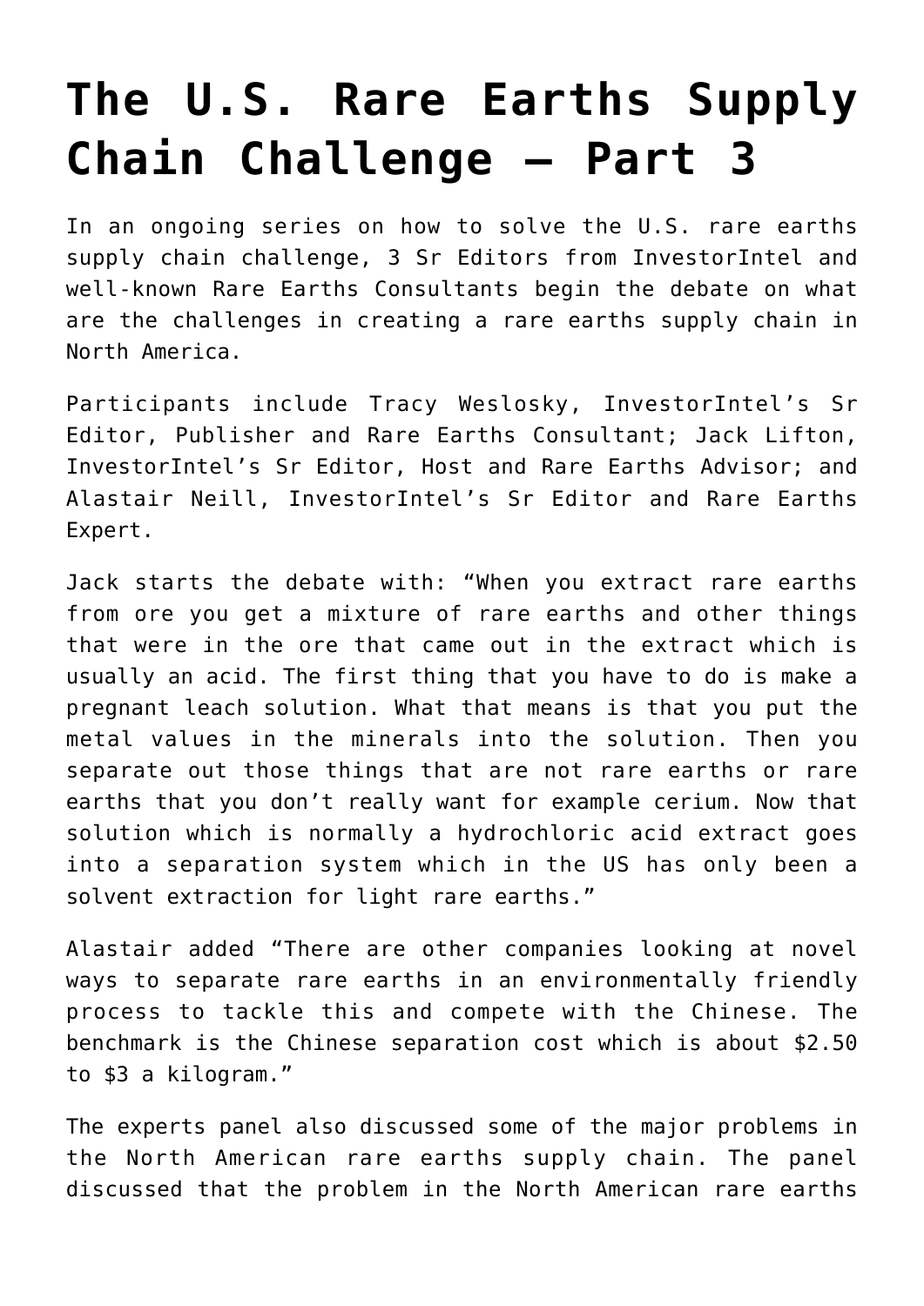# The U.S. Rare Earths Supply Chain Challenge – Part 3

In an ongoing series on how to solve the U.S. rare earths supply chain challenge, 3 Sr Editors from InvestorIntel and well-known Rare Earths Consultants begin the debate on what are the challenges in creating a rare earths supply chain in North America.

Participants include Tracy Weslosky, InvestorIntel's Sr Editor, Publisher and Rare Earths Consultant; Jack Lifton, InvestorIntel's Sr Editor, Host and Rare Earths Advisor; and Alastair Neill, InvestorIntel's Sr Editor and Rare Earths Expert.

Jack starts the debate with: "When you extract rare earths from ore you get a mixture of rare earths and other things that were in the ore that came out in the extract which is usually an acid. The first thing that you have to do is make a pregnant leach solution. What that means is that you put the metal values in the minerals into the solution. Then you separate out those things that are not rare earths or rare earths that you don't really want for example cerium. Now that solution which is normally a hydrochloric acid extract goes into a separation system which in the US has only been a solvent extraction for light rare earths."

Alastair added "There are other companies looking at novel ways to separate rare earths in an environmentally friendly process to tackle this and compete with the Chinese. The benchmark is the Chinese separation cost which is about $2.50 to $3 a kilogram."

The experts panel also discussed some of the major problems in the North American rare earths supply chain. The panel discussed that the problem in the North American rare earths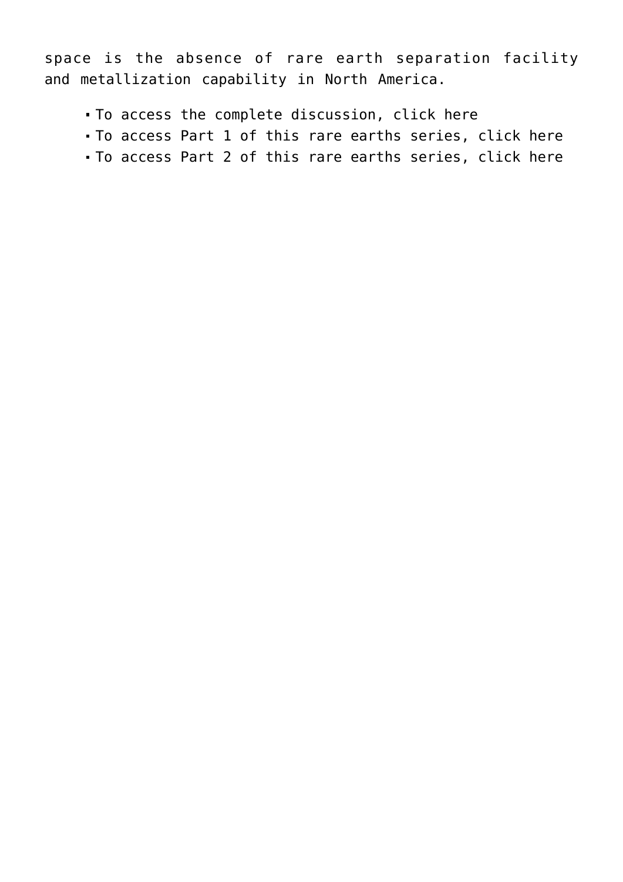space is the absence of rare earth separation facility and metallization capability in North America.

- To access the complete discussion, click here
- To access Part 1 of this rare earths series, click here
- To access Part 2 of this rare earths series, click here